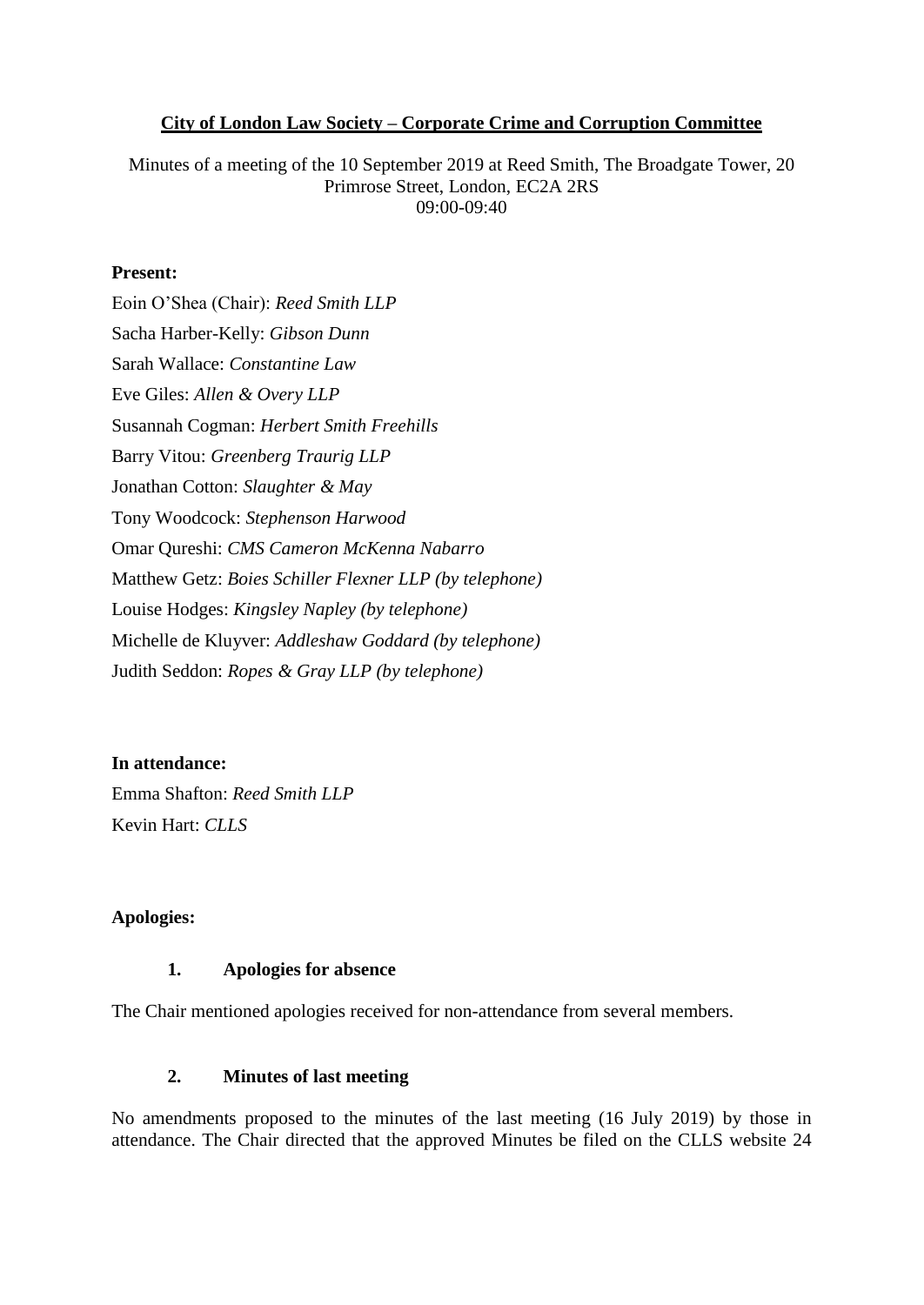**City of London Law Society – Corporate Crime and Corruption Committee**

Minutes of a meeting of the 10 September 2019 at Reed Smith, The Broadgate Tower, 20 Primrose Street, London, EC2A 2RS
09:00-09:40

**Present:**

Eoin O'Shea (Chair): *Reed Smith LLP*
Sacha Harber-Kelly: *Gibson Dunn*
Sarah Wallace: *Constantine Law*
Eve Giles: *Allen & Overy LLP*
Susannah Cogman: *Herbert Smith Freehills*
Barry Vitou: *Greenberg Traurig LLP*
Jonathan Cotton: *Slaughter & May*
Tony Woodcock: *Stephenson Harwood*
Omar Qureshi: *CMS Cameron McKenna Nabarro*
Matthew Getz: *Boies Schiller Flexner LLP (by telephone)*
Louise Hodges: *Kingsley Napley (by telephone)*
Michelle de Kluyver: *Addleshaw Goddard (by telephone)*
Judith Seddon: *Ropes & Gray LLP (by telephone)*

**In attendance:**

Emma Shafton: *Reed Smith LLP*
Kevin Hart: *CLLS*

**Apologies:**

**1. Apologies for absence**

The Chair mentioned apologies received for non-attendance from several members.

**2. Minutes of last meeting**

No amendments proposed to the minutes of the last meeting (16 July 2019) by those in attendance. The Chair directed that the approved Minutes be filed on the CLLS website 24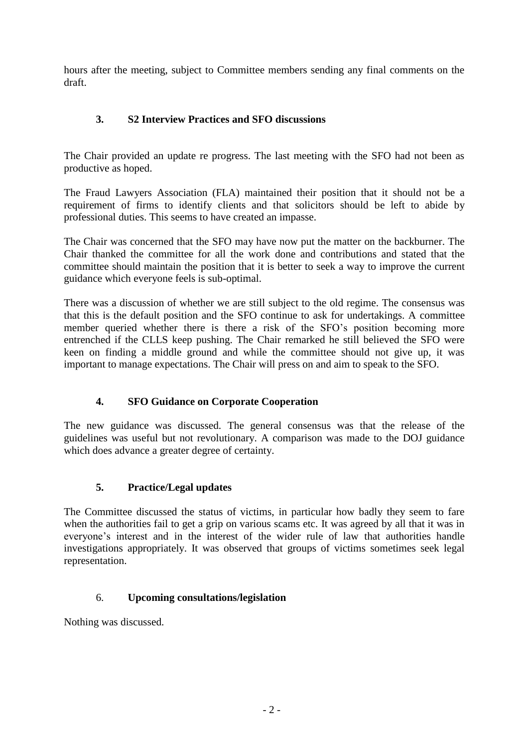hours after the meeting, subject to Committee members sending any final comments on the draft.

### 3. S2 Interview Practices and SFO discussions

The Chair provided an update re progress. The last meeting with the SFO had not been as productive as hoped.

The Fraud Lawyers Association (FLA) maintained their position that it should not be a requirement of firms to identify clients and that solicitors should be left to abide by professional duties. This seems to have created an impasse.

The Chair was concerned that the SFO may have now put the matter on the backburner. The Chair thanked the committee for all the work done and contributions and stated that the committee should maintain the position that it is better to seek a way to improve the current guidance which everyone feels is sub-optimal.

There was a discussion of whether we are still subject to the old regime. The consensus was that this is the default position and the SFO continue to ask for undertakings. A committee member queried whether there is there a risk of the SFO's position becoming more entrenched if the CLLS keep pushing. The Chair remarked he still believed the SFO were keen on finding a middle ground and while the committee should not give up, it was important to manage expectations. The Chair will press on and aim to speak to the SFO.

### 4. SFO Guidance on Corporate Cooperation

The new guidance was discussed. The general consensus was that the release of the guidelines was useful but not revolutionary. A comparison was made to the DOJ guidance which does advance a greater degree of certainty.

### 5. Practice/Legal updates

The Committee discussed the status of victims, in particular how badly they seem to fare when the authorities fail to get a grip on various scams etc. It was agreed by all that it was in everyone's interest and in the interest of the wider rule of law that authorities handle investigations appropriately. It was observed that groups of victims sometimes seek legal representation.

### 6. Upcoming consultations/legislation

Nothing was discussed.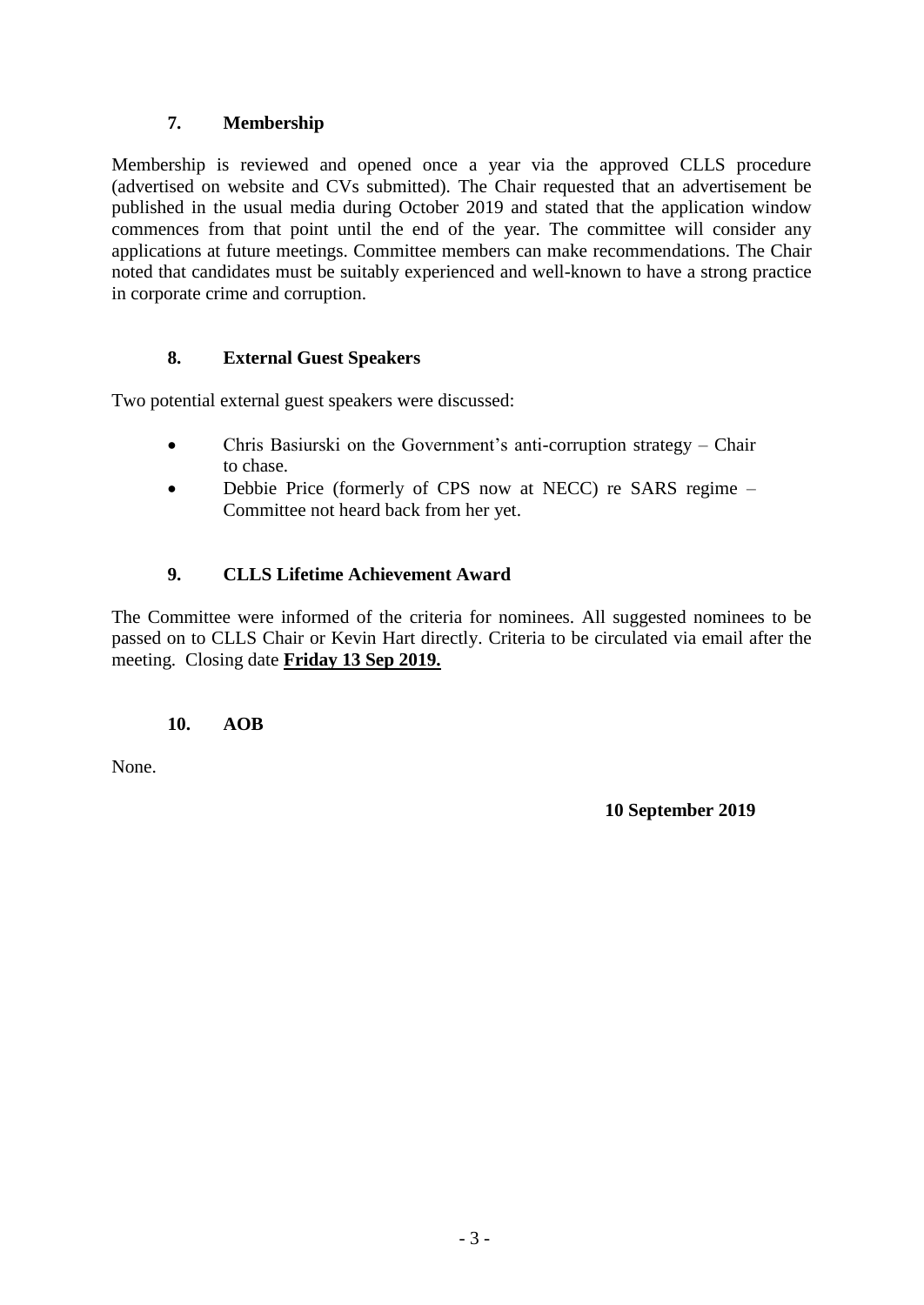## 7. Membership

Membership is reviewed and opened once a year via the approved CLLS procedure (advertised on website and CVs submitted). The Chair requested that an advertisement be published in the usual media during October 2019 and stated that the application window commences from that point until the end of the year. The committee will consider any applications at future meetings. Committee members can make recommendations. The Chair noted that candidates must be suitably experienced and well-known to have a strong practice in corporate crime and corruption.

## 8. External Guest Speakers

Two potential external guest speakers were discussed:

- Chris Basiurski on the Government's anti-corruption strategy – Chair to chase.
- Debbie Price (formerly of CPS now at NECC) re SARS regime – Committee not heard back from her yet.

## 9. CLLS Lifetime Achievement Award

The Committee were informed of the criteria for nominees. All suggested nominees to be passed on to CLLS Chair or Kevin Hart directly. Criteria to be circulated via email after the meeting. Closing date **Friday 13 Sep 2019.**

## 10. AOB

None.

**10 September 2019**